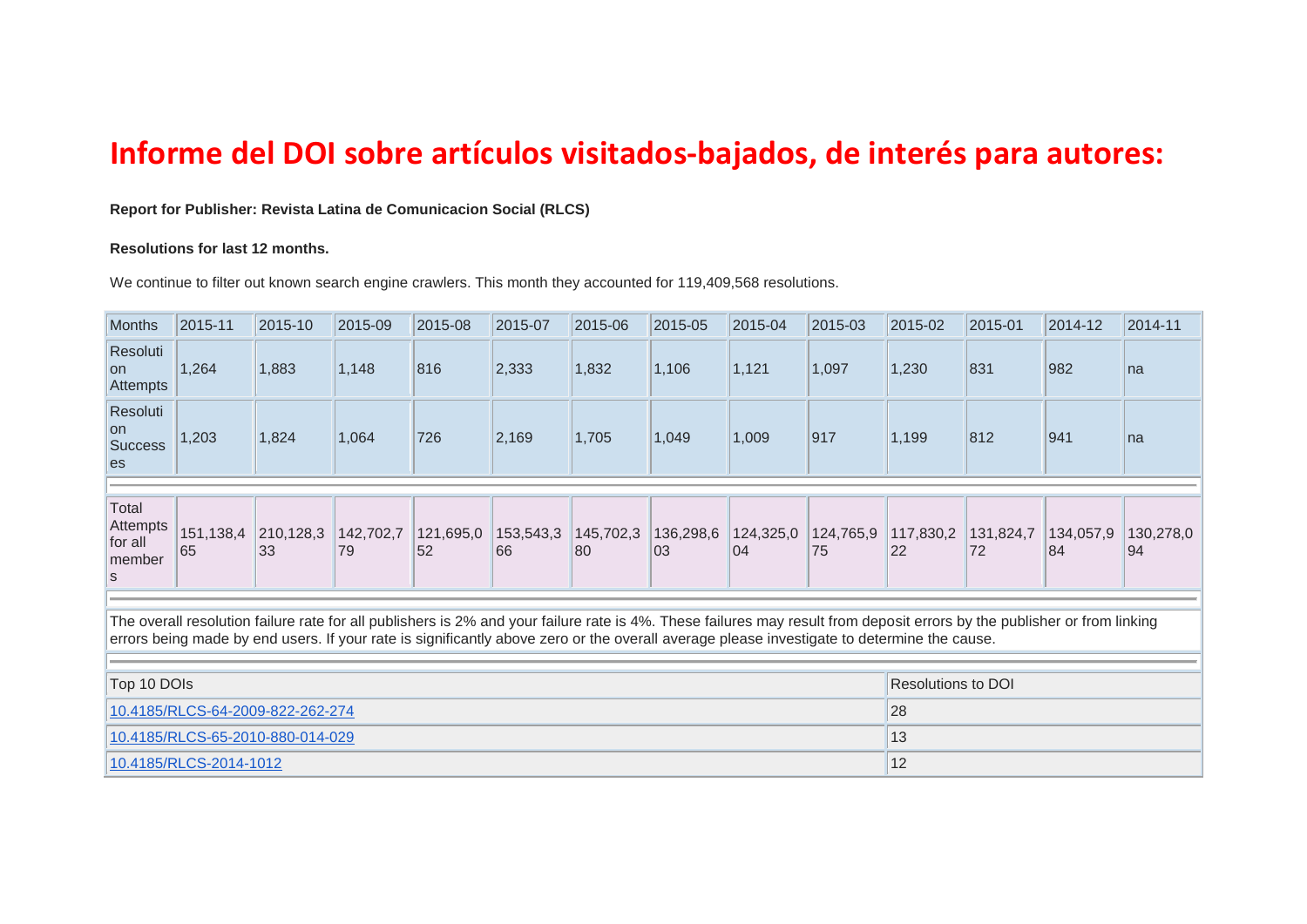# Informe del DOI sobre artículos visitados-bajados, de interés para autores:

**Report for Publisher: Revista Latina de Comunicacion Social (RLCS)**

**Resolutions for last 12 months.**

We continue to filter out known search engine crawlers. This month they accounted for 119,409,568 resolutions.

| Months | 2015-11 | 2015-10 | 2015-09 | 2015-08 | 2015-07 | 2015-06 | 2015-05 | 2015-04 | 2015-03 | 2015-02 | 2015-01 | 2014-12 | 2014-11 |
|---|---|---|---|---|---|---|---|---|---|---|---|---|---|
| Resolution Attempts | 1,264 | 1,883 | 1,148 | 816 | 2,333 | 1,832 | 1,106 | 1,121 | 1,097 | 1,230 | 831 | 982 | na |
| Resolution Successes | 1,203 | 1,824 | 1,064 | 726 | 2,169 | 1,705 | 1,049 | 1,009 | 917 | 1,199 | 812 | 941 | na |
| Total Attempts for all members | 151,138,465 | 210,128,333 | 142,702,779 | 121,695,052 | 153,543,366 | 145,702,380 | 136,298,603 | 124,325,004 | 124,765,975 | 117,830,222 | 131,824,772 | 134,057,984 | 130,278,094 |

The overall resolution failure rate for all publishers is 2% and your failure rate is 4%. These failures may result from deposit errors by the publisher or from linking errors being made by end users. If your rate is significantly above zero or the overall average please investigate to determine the cause.

| Top 10 DOIs | Resolutions to DOI |
|---|---|
| 10.4185/RLCS-64-2009-822-262-274 | 28 |
| 10.4185/RLCS-65-2010-880-014-029 | 13 |
| 10.4185/RLCS-2014-1012 | 12 |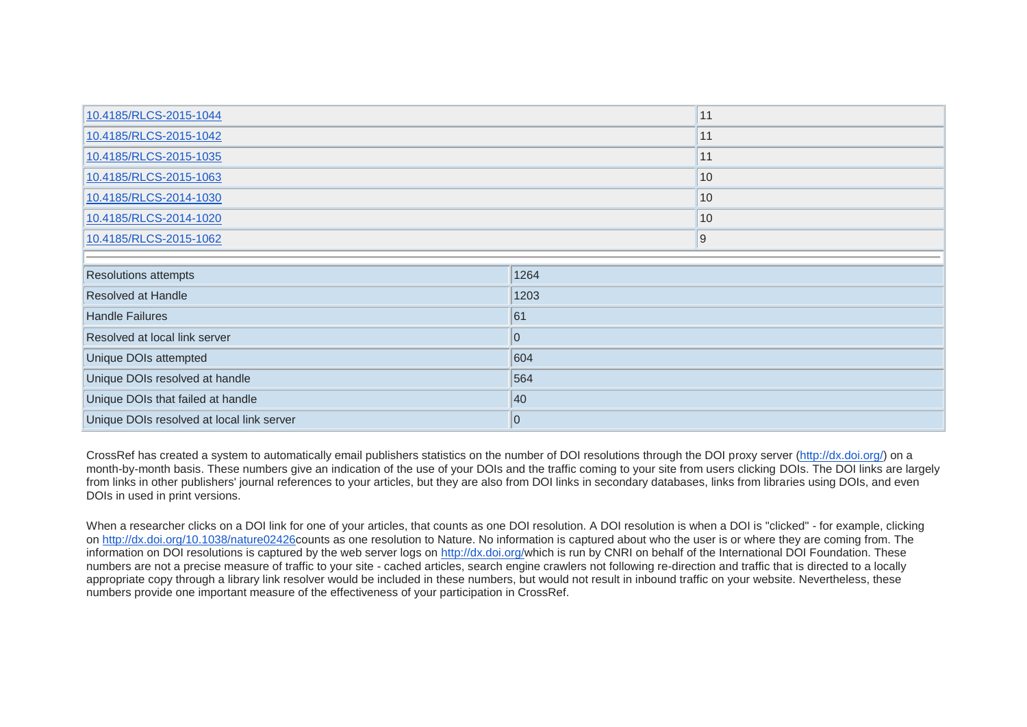| | |
|---|---|
| [10.4185/RLCS-2015-1044](http://dx.doi.org/10.4185/RLCS-2015-1044) | 11 |
| [10.4185/RLCS-2015-1042](http://dx.doi.org/10.4185/RLCS-2015-1042) | 11 |
| [10.4185/RLCS-2015-1035](http://dx.doi.org/10.4185/RLCS-2015-1035) | 11 |
| [10.4185/RLCS-2015-1063](http://dx.doi.org/10.4185/RLCS-2015-1063) | 10 |
| [10.4185/RLCS-2014-1030](http://dx.doi.org/10.4185/RLCS-2014-1030) | 10 |
| [10.4185/RLCS-2014-1020](http://dx.doi.org/10.4185/RLCS-2014-1020) | 10 |
| [10.4185/RLCS-2015-1062](http://dx.doi.org/10.4185/RLCS-2015-1062) | 9 |

| | |
|---|---|
| Resolutions attempts | 1264 |
| Resolved at Handle | 1203 |
| Handle Failures | 61 |
| Resolved at local link server | 0 |
| Unique DOIs attempted | 604 |
| Unique DOIs resolved at handle | 564 |
| Unique DOIs that failed at handle | 40 |
| Unique DOIs resolved at local link server | 0 |

CrossRef has created a system to automatically email publishers statistics on the number of DOI resolutions through the DOI proxy server (http://dx.doi.org/) on a month-by-month basis. These numbers give an indication of the use of your DOIs and the traffic coming to your site from users clicking DOIs. The DOI links are largely from links in other publishers' journal references to your articles, but they are also from DOI links in secondary databases, links from libraries using DOIs, and even DOIs in used in print versions.

When a researcher clicks on a DOI link for one of your articles, that counts as one DOI resolution. A DOI resolution is when a DOI is "clicked" - for example, clicking on http://dx.doi.org/10.1038/nature02426counts as one resolution to Nature. No information is captured about who the user is or where they are coming from. The information on DOI resolutions is captured by the web server logs on http://dx.doi.org/which is run by CNRI on behalf of the International DOI Foundation. These numbers are not a precise measure of traffic to your site - cached articles, search engine crawlers not following re-direction and traffic that is directed to a locally appropriate copy through a library link resolver would be included in these numbers, but would not result in inbound traffic on your website. Nevertheless, these numbers provide one important measure of the effectiveness of your participation in CrossRef.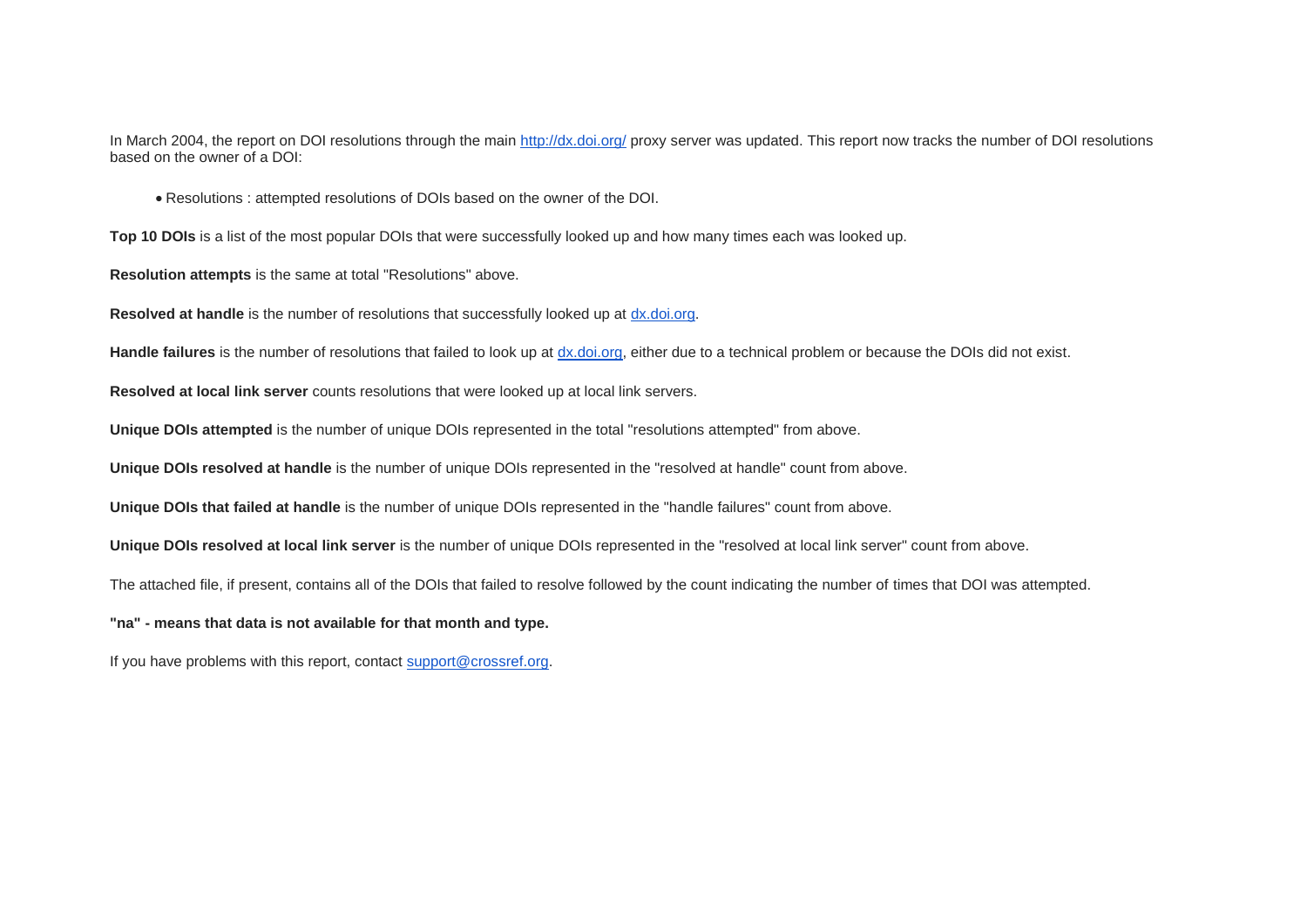In March 2004, the report on DOI resolutions through the main [http://dx.doi.org/](http://dx.doi.org/) proxy server was updated. This report now tracks the number of DOI resolutions based on the owner of a DOI:

- Resolutions : attempted resolutions of DOIs based on the owner of the DOI.

**Top 10 DOIs** is a list of the most popular DOIs that were successfully looked up and how many times each was looked up.

**Resolution attempts** is the same at total "Resolutions" above.

**Resolved at handle** is the number of resolutions that successfully looked up at [dx.doi.org](http://dx.doi.org).

**Handle failures** is the number of resolutions that failed to look up at [dx.doi.org](http://dx.doi.org), either due to a technical problem or because the DOIs did not exist.

**Resolved at local link server** counts resolutions that were looked up at local link servers.

**Unique DOIs attempted** is the number of unique DOIs represented in the total "resolutions attempted" from above.

**Unique DOIs resolved at handle** is the number of unique DOIs represented in the "resolved at handle" count from above.

**Unique DOIs that failed at handle** is the number of unique DOIs represented in the "handle failures" count from above.

**Unique DOIs resolved at local link server** is the number of unique DOIs represented in the "resolved at local link server" count from above.

The attached file, if present, contains all of the DOIs that failed to resolve followed by the count indicating the number of times that DOI was attempted.

**"na" - means that data is not available for that month and type.**

If you have problems with this report, contact [support@crossref.org](mailto:support@crossref.org).